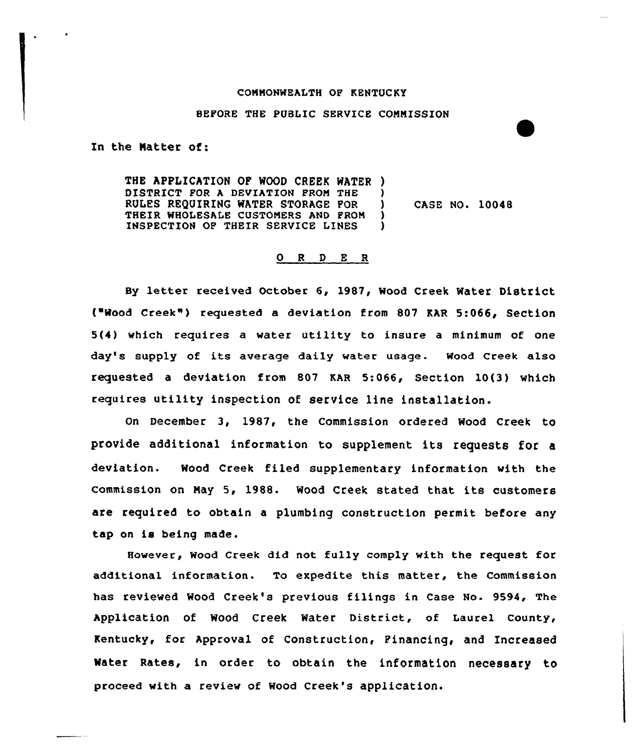COMMONWEALTH OF KENTUCKY

BEFORE THE PUBLIC SERVICE COMMISSION

In the Matter of:

| | | |
|---|---|---|
| THE APPLICATION OF WOOD CREEK WATER DISTRICT FOR A DEVIATION FROM THE RULES REQUIRING WATER STORAGE FOR THEIR WHOLESALE CUSTOMERS AND FROM INSPECTION OF THEIR SERVICE LINES | ) | CASE NO. 10048 |

## O R D E R

By letter received October 6, 1987, Wood Creek Water District ("Wood Creek") requested a deviation from 807 KAR 5:066, Section 5(4) which requires a water utility to insure a minimum of one day's supply of its average daily water usage. Wood Creek also requested a deviation from 807 KAR 5:066, Section 10(3) which requires utility inspection of service line installation.

On December 3, 1987, the Commission ordered Wood Creek to provide additional information to supplement its requests for a deviation. Wood Creek filed supplementary information with the Commission on May 5, 1988. Wood Creek stated that its customers are required to obtain a plumbing construction permit before any tap on is being made.

However, Wood Creek did not fully comply with the request for additional information. To expedite this matter, the Commission has reviewed Wood Creek's previous filings in Case No. 9594, The Application of Wood Creek Water District, of Laurel County, Kentucky, for Approval of Construction, Financing, and Increased Water Rates, in order to obtain the information necessary to proceed with a review of Wood Creek's application.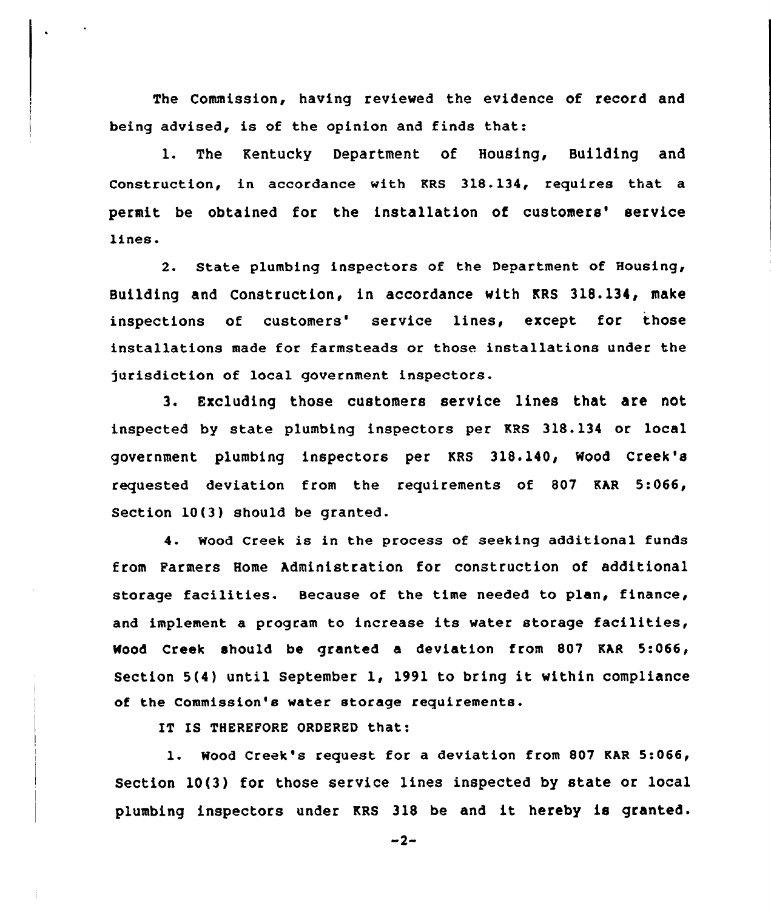The Commission, having reviewed the evidence of record and being advised, is of the opinion and finds that:

1. The Kentucky Department of Housing, Building and Construction, in accordance with KRS 318.134, requires that a permit be obtained for the installation of customers' service lines.

2. State plumbing inspectors of the Department of Housing, Building and Construction, in accordance with KRS 318.134, make inspections of customers' service lines, except for those installations made for farmsteads or those installations under the jurisdiction of local government inspectors.

3. Excluding those customers service lines that are not inspected by state plumbing inspectors per KRS 318.134 or local government plumbing inspectors per KRS 318.140, Wood Creek's requested deviation from the requirements of 807 KAR 5:066, Section 10(3) should be granted.

4. Wood Creek is in the process of seeking additional funds from Farmers Home Administration for construction of additional storage facilities. Because of the time needed to plan, finance, and implement a program to increase its water storage facilities, Wood Creek should be granted a deviation from 807 KAR 5:066, Section 5(4) until September 1, 1991 to bring it within compliance of the Commission's water storage requirements.

IT IS THEREFORE ORDERED that:

1. Wood Creek's request for a deviation from 807 KAR 5:066, Section 10(3) for those service lines inspected by state or local plumbing inspectors under KRS 318 be and it hereby is granted.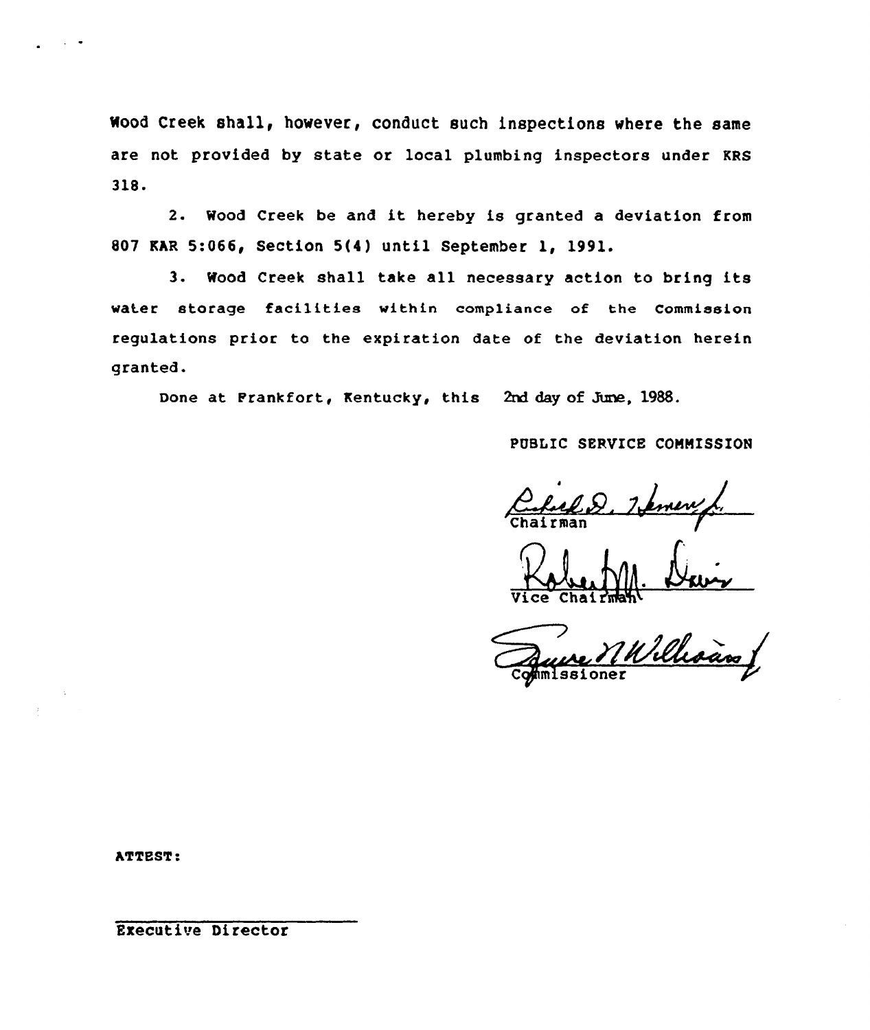Wood Creek shall, however, conduct such inspections where the same are not provided by state or local plumbing inspectors under KRS 318.

2. Wood Creek be and it hereby is granted a deviation from 807 KAR 5:066, Section 5(4) until September 1, 1991.

3. Wood Creek shall take all necessary action to bring its water storage facilities within compliance of the Commission regulations prior to the expiration date of the deviation herein granted.

Done at Frankfort, Kentucky, this 2nd day of June, 1988.

PUBLIC SERVICE COMMISSION

Chairman

Vice Chairman

Commissioner

ATTEST:

Executive Director